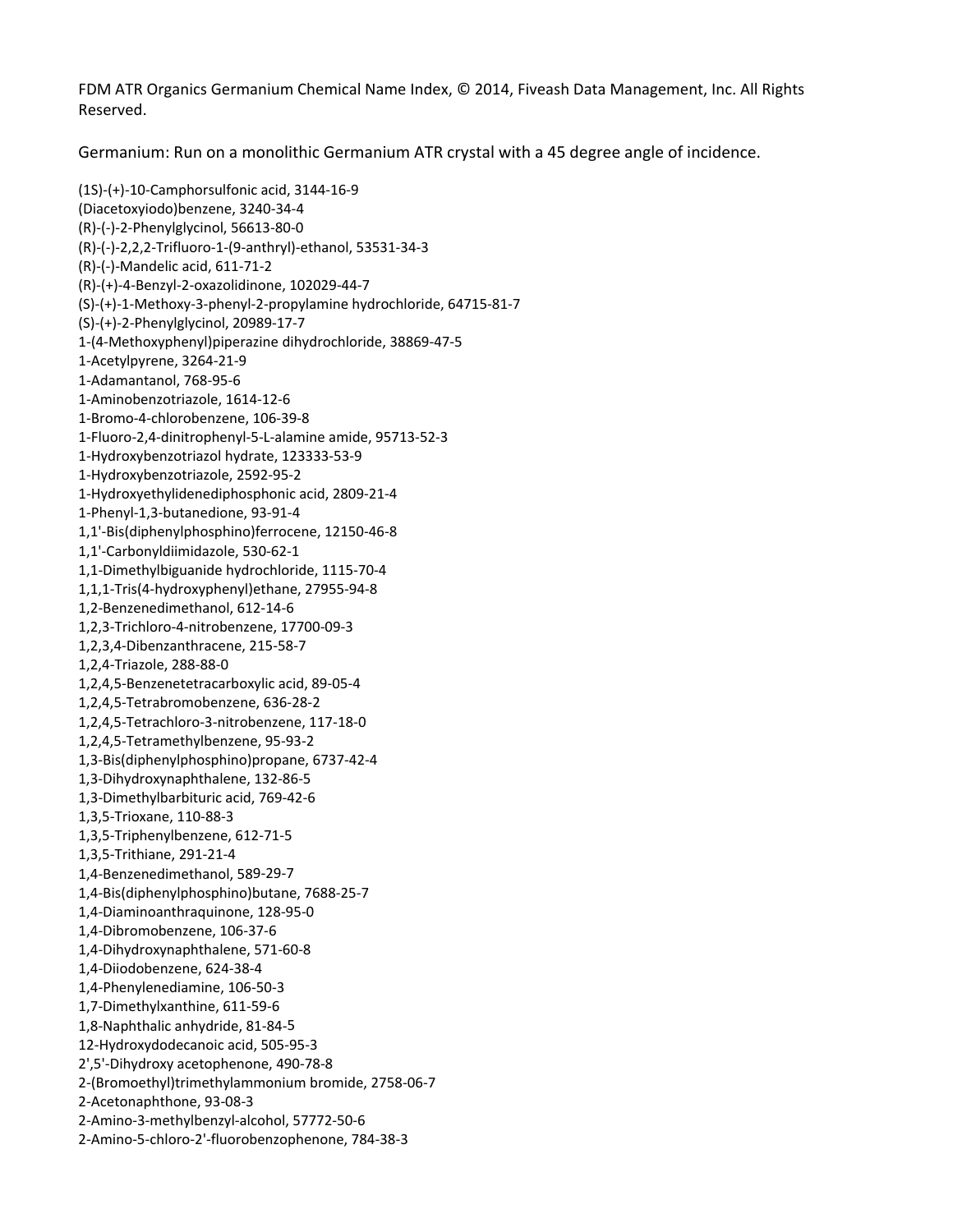FDM ATR Organics Germanium Chemical Name Index, © 2014, Fiveash Data Management, Inc. All Rights Reserved.

Germanium: Run on a monolithic Germanium ATR crystal with a 45 degree angle of incidence.

(1S)-(+)-10-Camphorsulfonic acid, 3144-16-9
(Diacetoxyiodo)benzene, 3240-34-4
(R)-(-)-2-Phenylglycinol, 56613-80-0
(R)-(-)-2,2,2-Trifluoro-1-(9-anthryl)-ethanol, 53531-34-3
(R)-(-)-Mandelic acid, 611-71-2
(R)-(+)-4-Benzyl-2-oxazolidinone, 102029-44-7
(S)-(+)-1-Methoxy-3-phenyl-2-propylamine hydrochloride, 64715-81-7
(S)-(+)-2-Phenylglycinol, 20989-17-7
1-(4-Methoxyphenyl)piperazine dihydrochloride, 38869-47-5
1-Acetylpyrene, 3264-21-9
1-Adamantanol, 768-95-6
1-Aminobenzotriazole, 1614-12-6
1-Bromo-4-chlorobenzene, 106-39-8
1-Fluoro-2,4-dinitrophenyl-5-L-alamine amide, 95713-52-3
1-Hydroxybenzotriazol hydrate, 123333-53-9
1-Hydroxybenzotriazole, 2592-95-2
1-Hydroxyethylidenediphosphonic acid, 2809-21-4
1-Phenyl-1,3-butanedione, 93-91-4
1,1'-Bis(diphenylphosphino)ferrocene, 12150-46-8
1,1'-Carbonyldiimidazole, 530-62-1
1,1-Dimethylbiguanide hydrochloride, 1115-70-4
1,1,1-Tris(4-hydroxyphenyl)ethane, 27955-94-8
1,2-Benzenedimethanol, 612-14-6
1,2,3-Trichloro-4-nitrobenzene, 17700-09-3
1,2,3,4-Dibenzanthracene, 215-58-7
1,2,4-Triazole, 288-88-0
1,2,4,5-Benzenetetracarboxylic acid, 89-05-4
1,2,4,5-Tetrabromobenzene, 636-28-2
1,2,4,5-Tetrachloro-3-nitrobenzene, 117-18-0
1,2,4,5-Tetramethylbenzene, 95-93-2
1,3-Bis(diphenylphosphino)propane, 6737-42-4
1,3-Dihydroxynaphthalene, 132-86-5
1,3-Dimethylbarbituric acid, 769-42-6
1,3,5-Trioxane, 110-88-3
1,3,5-Triphenylbenzene, 612-71-5
1,3,5-Trithiane, 291-21-4
1,4-Benzenedimethanol, 589-29-7
1,4-Bis(diphenylphosphino)butane, 7688-25-7
1,4-Diaminoanthraquinone, 128-95-0
1,4-Dibromobenzene, 106-37-6
1,4-Dihydroxynaphthalene, 571-60-8
1,4-Diiodobenzene, 624-38-4
1,4-Phenylenediamine, 106-50-3
1,7-Dimethylxanthine, 611-59-6
1,8-Naphthalic anhydride, 81-84-5
12-Hydroxydodecanoic acid, 505-95-3
2',5'-Dihydroxy acetophenone, 490-78-8
2-(Bromoethyl)trimethylammonium bromide, 2758-06-7
2-Acetonaphthone, 93-08-3
2-Amino-3-methylbenzyl-alcohol, 57772-50-6
2-Amino-5-chloro-2'-fluorobenzophenone, 784-38-3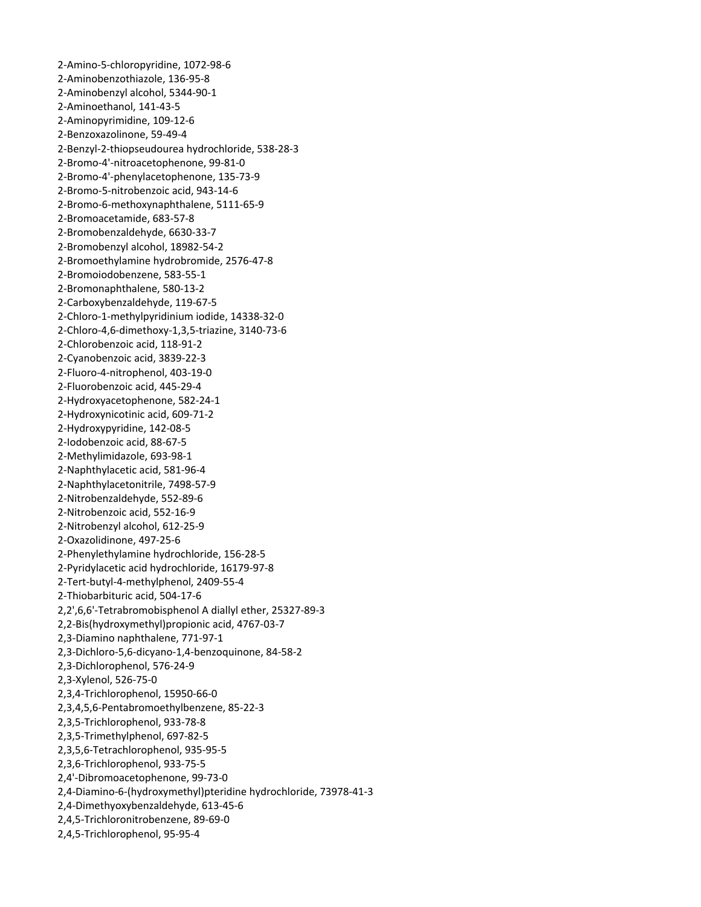2-Amino-5-chloropyridine, 1072-98-6
2-Aminobenzothiazole, 136-95-8
2-Aminobenzyl alcohol, 5344-90-1
2-Aminoethanol, 141-43-5
2-Aminopyrimidine, 109-12-6
2-Benzoxazolinone, 59-49-4
2-Benzyl-2-thiopseudourea hydrochloride, 538-28-3
2-Bromo-4'-nitroacetophenone, 99-81-0
2-Bromo-4'-phenylacetophenone, 135-73-9
2-Bromo-5-nitrobenzoic acid, 943-14-6
2-Bromo-6-methoxynaphthalene, 5111-65-9
2-Bromoacetamide, 683-57-8
2-Bromobenzaldehyde, 6630-33-7
2-Bromobenzyl alcohol, 18982-54-2
2-Bromoethylamine hydrobromide, 2576-47-8
2-Bromoiodobenzene, 583-55-1
2-Bromonaphthalene, 580-13-2
2-Carboxybenzaldehyde, 119-67-5
2-Chloro-1-methylpyridinium iodide, 14338-32-0
2-Chloro-4,6-dimethoxy-1,3,5-triazine, 3140-73-6
2-Chlorobenzoic acid, 118-91-2
2-Cyanobenzoic acid, 3839-22-3
2-Fluoro-4-nitrophenol, 403-19-0
2-Fluorobenzoic acid, 445-29-4
2-Hydroxyacetophenone, 582-24-1
2-Hydroxynicotinic acid, 609-71-2
2-Hydroxypyridine, 142-08-5
2-Iodobenzoic acid, 88-67-5
2-Methylimidazole, 693-98-1
2-Naphthylacetic acid, 581-96-4
2-Naphthylacetonitrile, 7498-57-9
2-Nitrobenzaldehyde, 552-89-6
2-Nitrobenzoic acid, 552-16-9
2-Nitrobenzyl alcohol, 612-25-9
2-Oxazolidinone, 497-25-6
2-Phenylethylamine hydrochloride, 156-28-5
2-Pyridylacetic acid hydrochloride, 16179-97-8
2-Tert-butyl-4-methylphenol, 2409-55-4
2-Thiobarbituric acid, 504-17-6
2,2',6,6'-Tetrabromobisphenol A diallyl ether, 25327-89-3
2,2-Bis(hydroxymethyl)propionic acid, 4767-03-7
2,3-Diamino naphthalene, 771-97-1
2,3-Dichloro-5,6-dicyano-1,4-benzoquinone, 84-58-2
2,3-Dichlorophenol, 576-24-9
2,3-Xylenol, 526-75-0
2,3,4-Trichlorophenol, 15950-66-0
2,3,4,5,6-Pentabromoethylbenzene, 85-22-3
2,3,5-Trichlorophenol, 933-78-8
2,3,5-Trimethylphenol, 697-82-5
2,3,5,6-Tetrachlorophenol, 935-95-5
2,3,6-Trichlorophenol, 933-75-5
2,4'-Dibromoacetophenone, 99-73-0
2,4-Diamino-6-(hydroxymethyl)pteridine hydrochloride, 73978-41-3
2,4-Dimethyoxybenzaldehyde, 613-45-6
2,4,5-Trichloronitrobenzene, 89-69-0
2,4,5-Trichlorophenol, 95-95-4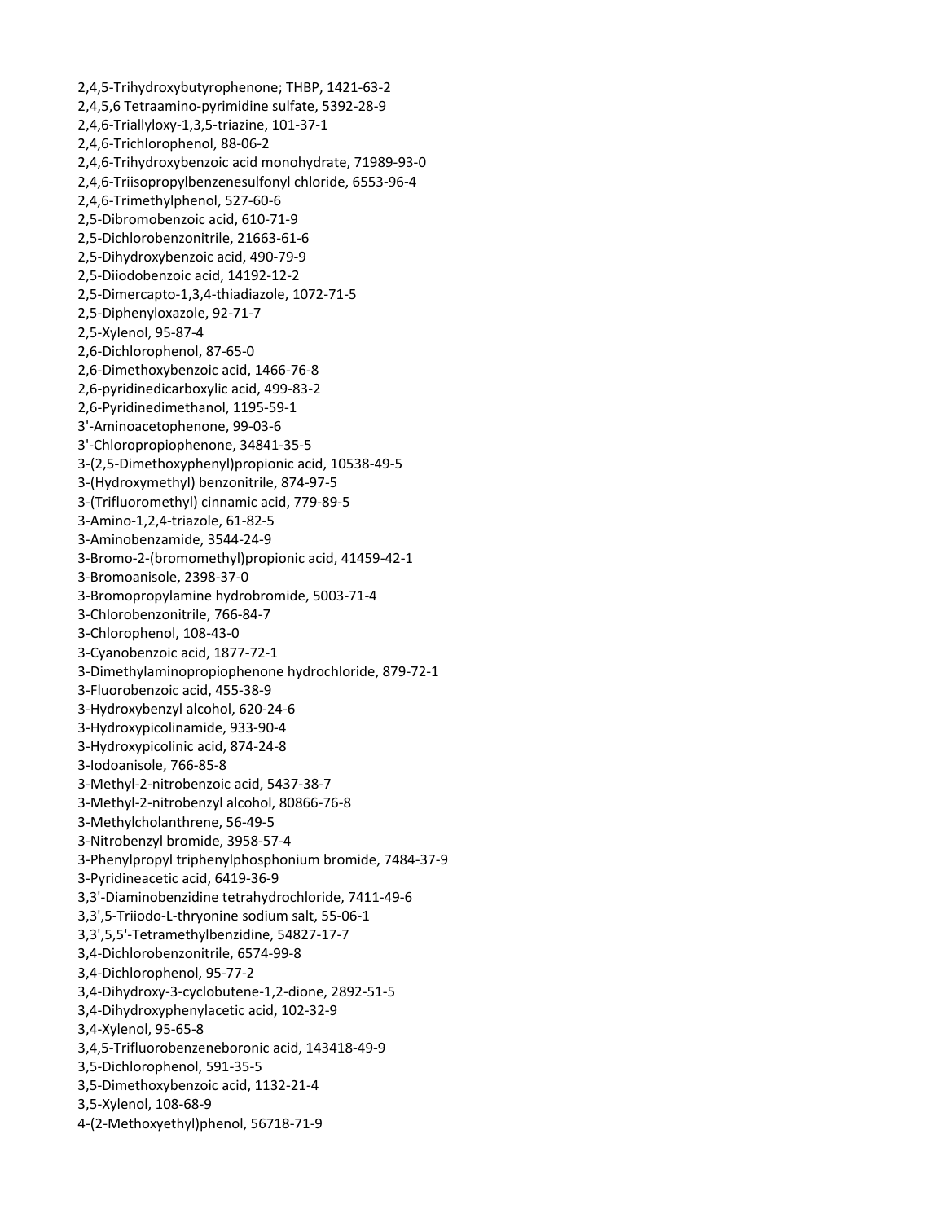2,4,5-Trihydroxybutyrophenone; THBP, 1421-63-2
2,4,5,6 Tetraamino-pyrimidine sulfate, 5392-28-9
2,4,6-Triallyloxy-1,3,5-triazine, 101-37-1
2,4,6-Trichlorophenol, 88-06-2
2,4,6-Trihydroxybenzoic acid monohydrate, 71989-93-0
2,4,6-Triisopropylbenzenesulfonyl chloride, 6553-96-4
2,4,6-Trimethylphenol, 527-60-6
2,5-Dibromobenzoic acid, 610-71-9
2,5-Dichlorobenzonitrile, 21663-61-6
2,5-Dihydroxybenzoic acid, 490-79-9
2,5-Diiodobenzoic acid, 14192-12-2
2,5-Dimercapto-1,3,4-thiadiazole, 1072-71-5
2,5-Diphenyloxazole, 92-71-7
2,5-Xylenol, 95-87-4
2,6-Dichlorophenol, 87-65-0
2,6-Dimethoxybenzoic acid, 1466-76-8
2,6-pyridinedicarboxylic acid, 499-83-2
2,6-Pyridinedimethanol, 1195-59-1
3'-Aminoacetophenone, 99-03-6
3'-Chloropropiophenone, 34841-35-5
3-(2,5-Dimethoxyphenyl)propionic acid, 10538-49-5
3-(Hydroxymethyl) benzonitrile, 874-97-5
3-(Trifluoromethyl) cinnamic acid, 779-89-5
3-Amino-1,2,4-triazole, 61-82-5
3-Aminobenzamide, 3544-24-9
3-Bromo-2-(bromomethyl)propionic acid, 41459-42-1
3-Bromoanisole, 2398-37-0
3-Bromopropylamine hydrobromide, 5003-71-4
3-Chlorobenzonitrile, 766-84-7
3-Chlorophenol, 108-43-0
3-Cyanobenzoic acid, 1877-72-1
3-Dimethylaminopropiophenone hydrochloride, 879-72-1
3-Fluorobenzoic acid, 455-38-9
3-Hydroxybenzyl alcohol, 620-24-6
3-Hydroxypicolinamide, 933-90-4
3-Hydroxypicolinic acid, 874-24-8
3-Iodoanisole, 766-85-8
3-Methyl-2-nitrobenzoic acid, 5437-38-7
3-Methyl-2-nitrobenzyl alcohol, 80866-76-8
3-Methylcholanthrene, 56-49-5
3-Nitrobenzyl bromide, 3958-57-4
3-Phenylpropyl triphenylphosphonium bromide, 7484-37-9
3-Pyridineacetic acid, 6419-36-9
3,3'-Diaminobenzidine tetrahydrochloride, 7411-49-6
3,3',5-Triiodo-L-thryonine sodium salt, 55-06-1
3,3',5,5'-Tetramethylbenzidine, 54827-17-7
3,4-Dichlorobenzonitrile, 6574-99-8
3,4-Dichlorophenol, 95-77-2
3,4-Dihydroxy-3-cyclobutene-1,2-dione, 2892-51-5
3,4-Dihydroxyphenylacetic acid, 102-32-9
3,4-Xylenol, 95-65-8
3,4,5-Trifluorobenzeneboronic acid, 143418-49-9
3,5-Dichlorophenol, 591-35-5
3,5-Dimethoxybenzoic acid, 1132-21-4
3,5-Xylenol, 108-68-9
4-(2-Methoxyethyl)phenol, 56718-71-9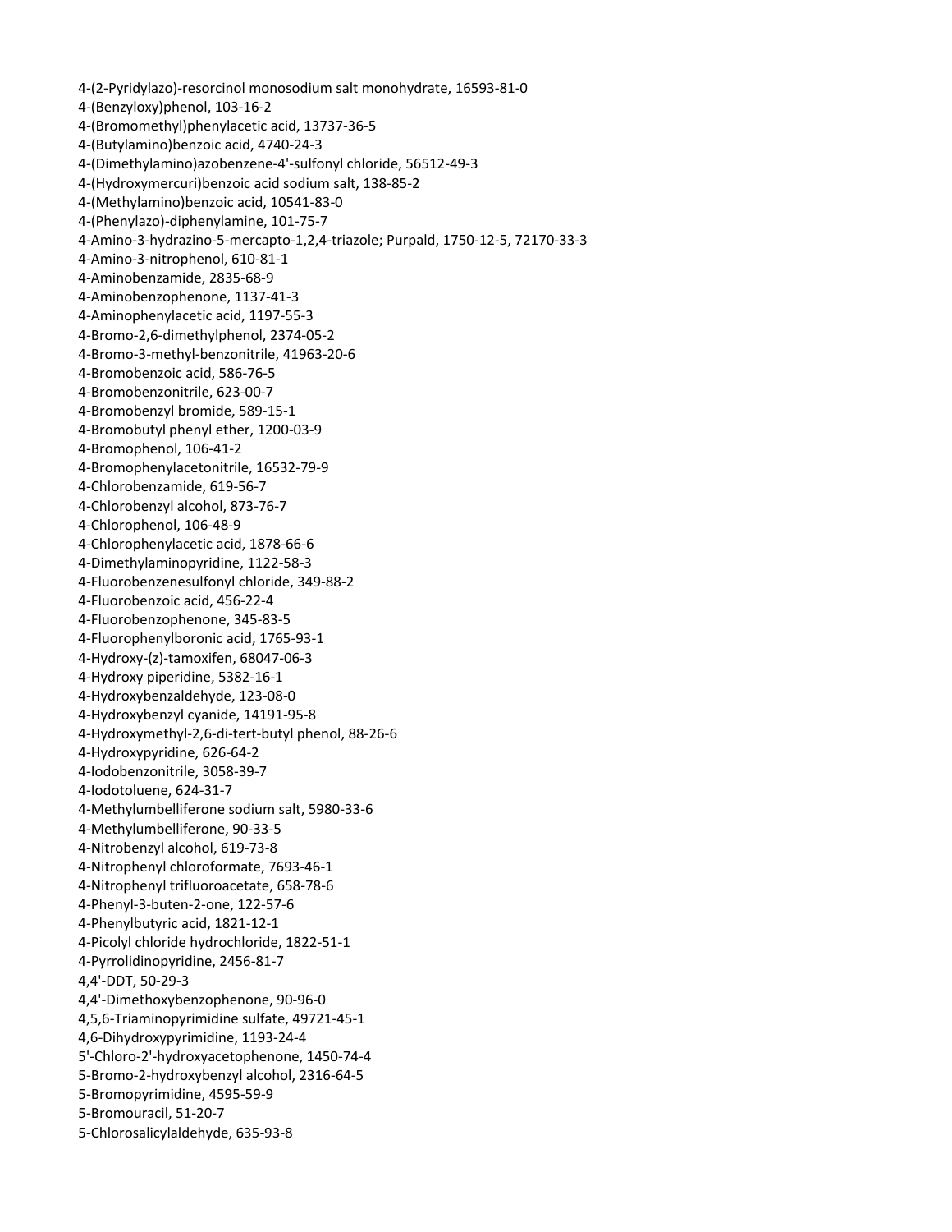4-(2-Pyridylazo)-resorcinol monosodium salt monohydrate, 16593-81-0
4-(Benzyloxy)phenol, 103-16-2
4-(Bromomethyl)phenylacetic acid, 13737-36-5
4-(Butylamino)benzoic acid, 4740-24-3
4-(Dimethylamino)azobenzene-4'-sulfonyl chloride, 56512-49-3
4-(Hydroxymercuri)benzoic acid sodium salt, 138-85-2
4-(Methylamino)benzoic acid, 10541-83-0
4-(Phenylazo)-diphenylamine, 101-75-7
4-Amino-3-hydrazino-5-mercapto-1,2,4-triazole; Purpald, 1750-12-5, 72170-33-3
4-Amino-3-nitrophenol, 610-81-1
4-Aminobenzamide, 2835-68-9
4-Aminobenzophenone, 1137-41-3
4-Aminophenylacetic acid, 1197-55-3
4-Bromo-2,6-dimethylphenol, 2374-05-2
4-Bromo-3-methyl-benzonitrile, 41963-20-6
4-Bromobenzoic acid, 586-76-5
4-Bromobenzonitrile, 623-00-7
4-Bromobenzyl bromide, 589-15-1
4-Bromobutyl phenyl ether, 1200-03-9
4-Bromophenol, 106-41-2
4-Bromophenylacetonitrile, 16532-79-9
4-Chlorobenzamide, 619-56-7
4-Chlorobenzyl alcohol, 873-76-7
4-Chlorophenol, 106-48-9
4-Chlorophenylacetic acid, 1878-66-6
4-Dimethylaminopyridine, 1122-58-3
4-Fluorobenzenesulfonyl chloride, 349-88-2
4-Fluorobenzoic acid, 456-22-4
4-Fluorobenzophenone, 345-83-5
4-Fluorophenylboronic acid, 1765-93-1
4-Hydroxy-(z)-tamoxifen, 68047-06-3
4-Hydroxy piperidine, 5382-16-1
4-Hydroxybenzaldehyde, 123-08-0
4-Hydroxybenzyl cyanide, 14191-95-8
4-Hydroxymethyl-2,6-di-tert-butyl phenol, 88-26-6
4-Hydroxypyridine, 626-64-2
4-Iodobenzonitrile, 3058-39-7
4-Iodotoluene, 624-31-7
4-Methylumbelliferone sodium salt, 5980-33-6
4-Methylumbelliferone, 90-33-5
4-Nitrobenzyl alcohol, 619-73-8
4-Nitrophenyl chloroformate, 7693-46-1
4-Nitrophenyl trifluoroacetate, 658-78-6
4-Phenyl-3-buten-2-one, 122-57-6
4-Phenylbutyric acid, 1821-12-1
4-Picolyl chloride hydrochloride, 1822-51-1
4-Pyrrolidinopyridine, 2456-81-7
4,4'-DDT, 50-29-3
4,4'-Dimethoxybenzophenone, 90-96-0
4,5,6-Triaminopyrimidine sulfate, 49721-45-1
4,6-Dihydroxypyrimidine, 1193-24-4
5'-Chloro-2'-hydroxyacetophenone, 1450-74-4
5-Bromo-2-hydroxybenzyl alcohol, 2316-64-5
5-Bromopyrimidine, 4595-59-9
5-Bromouracil, 51-20-7
5-Chlorosalicylaldehyde, 635-93-8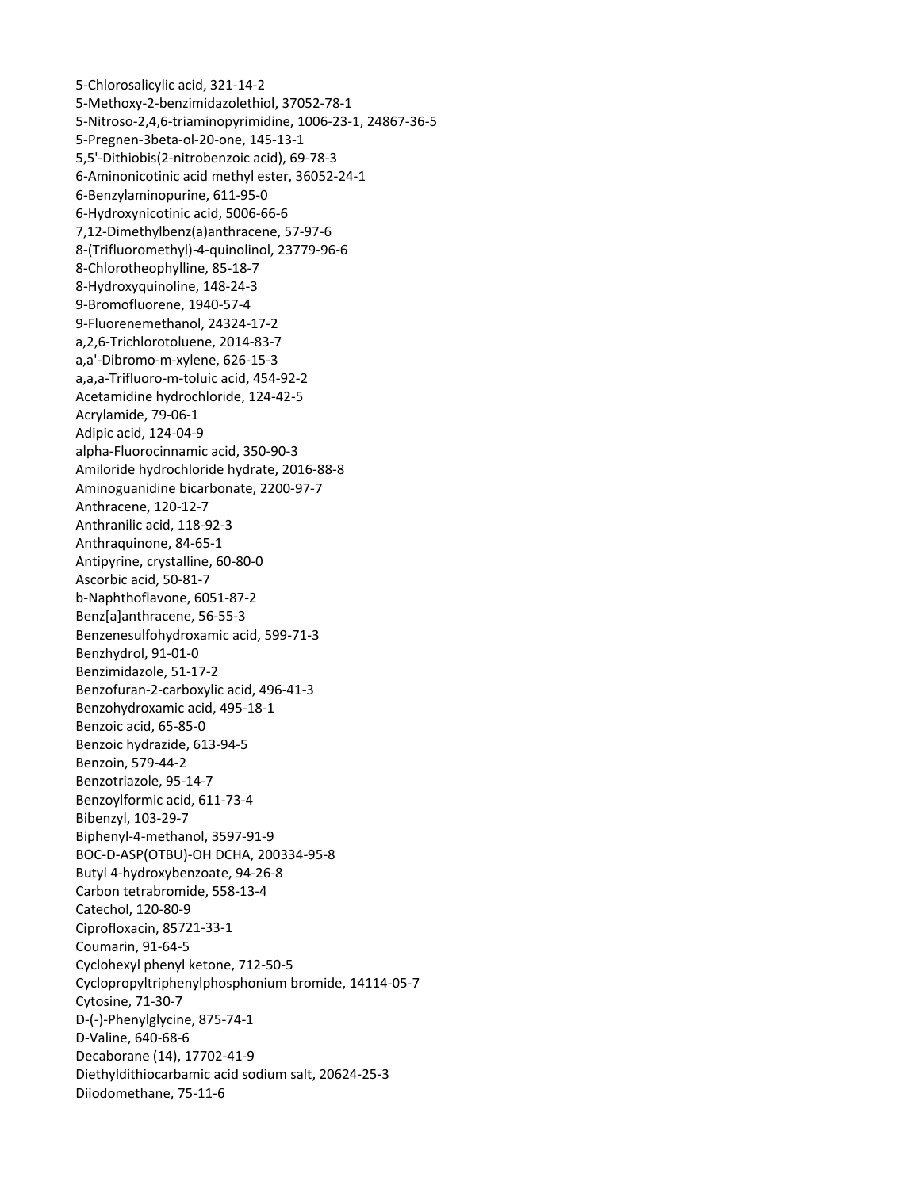5-Chlorosalicylic acid, 321-14-2
5-Methoxy-2-benzimidazolethiol, 37052-78-1
5-Nitroso-2,4,6-triaminopyrimidine, 1006-23-1, 24867-36-5
5-Pregnen-3beta-ol-20-one, 145-13-1
5,5'-Dithiobis(2-nitrobenzoic acid), 69-78-3
6-Aminonicotinic acid methyl ester, 36052-24-1
6-Benzylaminopurine, 611-95-0
6-Hydroxynicotinic acid, 5006-66-6
7,12-Dimethylbenz(a)anthracene, 57-97-6
8-(Trifluoromethyl)-4-quinolinol, 23779-96-6
8-Chlorotheophylline, 85-18-7
8-Hydroxyquinoline, 148-24-3
9-Bromofluorene, 1940-57-4
9-Fluorenemethanol, 24324-17-2
a,2,6-Trichlorotoluene, 2014-83-7
a,a'-Dibromo-m-xylene, 626-15-3
a,a,a-Trifluoro-m-toluic acid, 454-92-2
Acetamidine hydrochloride, 124-42-5
Acrylamide, 79-06-1
Adipic acid, 124-04-9
alpha-Fluorocinnamic acid, 350-90-3
Amiloride hydrochloride hydrate, 2016-88-8
Aminoguanidine bicarbonate, 2200-97-7
Anthracene, 120-12-7
Anthranilic acid, 118-92-3
Anthraquinone, 84-65-1
Antipyrine, crystalline, 60-80-0
Ascorbic acid, 50-81-7
b-Naphthoflavone, 6051-87-2
Benz[a]anthracene, 56-55-3
Benzenesulfohydroxamic acid, 599-71-3
Benzhydrol, 91-01-0
Benzimidazole, 51-17-2
Benzofuran-2-carboxylic acid, 496-41-3
Benzohydroxamic acid, 495-18-1
Benzoic acid, 65-85-0
Benzoic hydrazide, 613-94-5
Benzoin, 579-44-2
Benzotriazole, 95-14-7
Benzoylformic acid, 611-73-4
Bibenzyl, 103-29-7
Biphenyl-4-methanol, 3597-91-9
BOC-D-ASP(OTBU)-OH DCHA, 200334-95-8
Butyl 4-hydroxybenzoate, 94-26-8
Carbon tetrabromide, 558-13-4
Catechol, 120-80-9
Ciprofloxacin, 85721-33-1
Coumarin, 91-64-5
Cyclohexyl phenyl ketone, 712-50-5
Cyclopropyltriphenylphosphonium bromide, 14114-05-7
Cytosine, 71-30-7
D-(-)-Phenylglycine, 875-74-1
D-Valine, 640-68-6
Decaborane (14), 17702-41-9
Diethyldithiocarbamic acid sodium salt, 20624-25-3
Diiodomethane, 75-11-6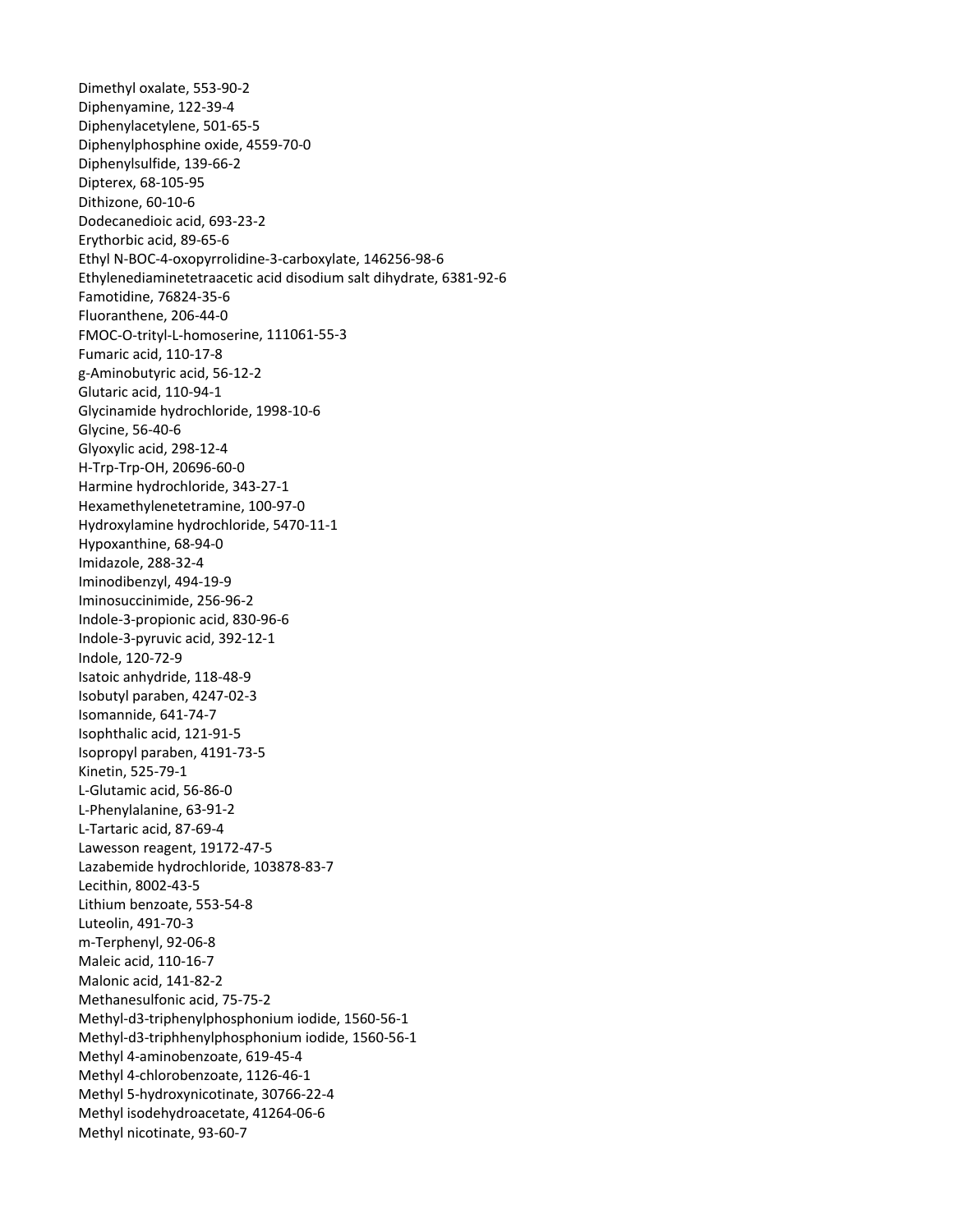Dimethyl oxalate, 553-90-2
Diphenyamine, 122-39-4
Diphenylacetylene, 501-65-5
Diphenylphosphine oxide, 4559-70-0
Diphenylsulfide, 139-66-2
Dipterex, 68-105-95
Dithizone, 60-10-6
Dodecanedioic acid, 693-23-2
Erythorbic acid, 89-65-6
Ethyl N-BOC-4-oxopyrrolidine-3-carboxylate, 146256-98-6
Ethylenediaminetetraacetic acid disodium salt dihydrate, 6381-92-6
Famotidine, 76824-35-6
Fluoranthene, 206-44-0
FMOC-O-trityl-L-homoserine, 111061-55-3
Fumaric acid, 110-17-8
g-Aminobutyric acid, 56-12-2
Glutaric acid, 110-94-1
Glycinamide hydrochloride, 1998-10-6
Glycine, 56-40-6
Glyoxylic acid, 298-12-4
H-Trp-Trp-OH, 20696-60-0
Harmine hydrochloride, 343-27-1
Hexamethylenetetramine, 100-97-0
Hydroxylamine hydrochloride, 5470-11-1
Hypoxanthine, 68-94-0
Imidazole, 288-32-4
Iminodibenzyl, 494-19-9
Iminosuccinimide, 256-96-2
Indole-3-propionic acid, 830-96-6
Indole-3-pyruvic acid, 392-12-1
Indole, 120-72-9
Isatoic anhydride, 118-48-9
Isobutyl paraben, 4247-02-3
Isomannide, 641-74-7
Isophthalic acid, 121-91-5
Isopropyl paraben, 4191-73-5
Kinetin, 525-79-1
L-Glutamic acid, 56-86-0
L-Phenylalanine, 63-91-2
L-Tartaric acid, 87-69-4
Lawesson reagent, 19172-47-5
Lazabemide hydrochloride, 103878-83-7
Lecithin, 8002-43-5
Lithium benzoate, 553-54-8
Luteolin, 491-70-3
m-Terphenyl, 92-06-8
Maleic acid, 110-16-7
Malonic acid, 141-82-2
Methanesulfonic acid, 75-75-2
Methyl-d3-triphenylphosphonium iodide, 1560-56-1
Methyl-d3-triphhenylphosphonium iodide, 1560-56-1
Methyl 4-aminobenzoate, 619-45-4
Methyl 4-chlorobenzoate, 1126-46-1
Methyl 5-hydroxynicotinate, 30766-22-4
Methyl isodehydroacetate, 41264-06-6
Methyl nicotinate, 93-60-7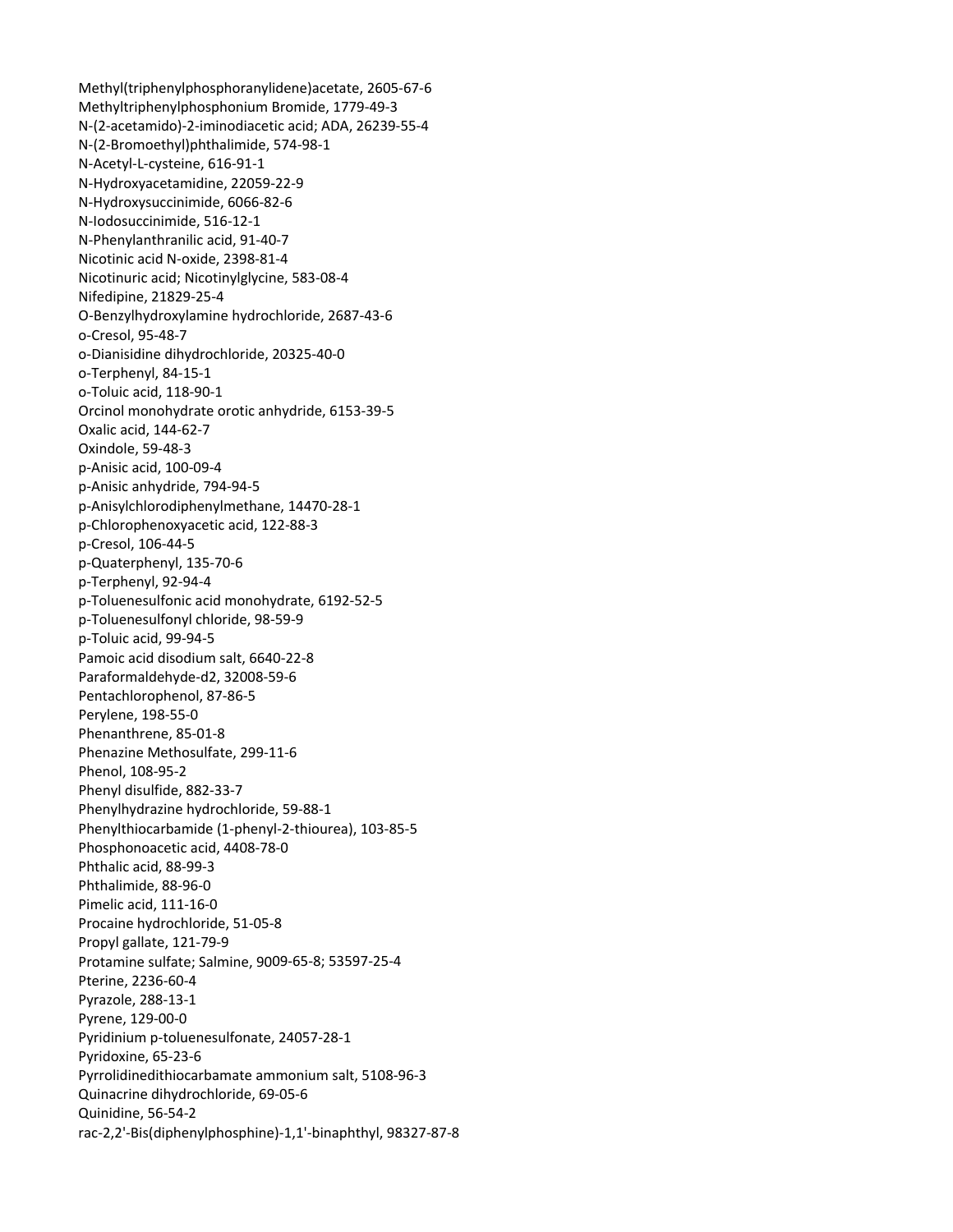Methyl(triphenylphosphoranylidene)acetate, 2605-67-6
Methyltriphenylphosphonium Bromide, 1779-49-3
N-(2-acetamido)-2-iminodiacetic acid; ADA, 26239-55-4
N-(2-Bromoethyl)phthalimide, 574-98-1
N-Acetyl-L-cysteine, 616-91-1
N-Hydroxyacetamidine, 22059-22-9
N-Hydroxysuccinimide, 6066-82-6
N-Iodosuccinimide, 516-12-1
N-Phenylanthranilic acid, 91-40-7
Nicotinic acid N-oxide, 2398-81-4
Nicotinuric acid; Nicotinylglycine, 583-08-4
Nifedipine, 21829-25-4
O-Benzylhydroxylamine hydrochloride, 2687-43-6
o-Cresol, 95-48-7
o-Dianisidine dihydrochloride, 20325-40-0
o-Terphenyl, 84-15-1
o-Toluic acid, 118-90-1
Orcinol monohydrate orotic anhydride, 6153-39-5
Oxalic acid, 144-62-7
Oxindole, 59-48-3
p-Anisic acid, 100-09-4
p-Anisic anhydride, 794-94-5
p-Anisylchlorodiphenylmethane, 14470-28-1
p-Chlorophenoxyacetic acid, 122-88-3
p-Cresol, 106-44-5
p-Quaterphenyl, 135-70-6
p-Terphenyl, 92-94-4
p-Toluenesulfonic acid monohydrate, 6192-52-5
p-Toluenesulfonyl chloride, 98-59-9
p-Toluic acid, 99-94-5
Pamoic acid disodium salt, 6640-22-8
Paraformaldehyde-d2, 32008-59-6
Pentachlorophenol, 87-86-5
Perylene, 198-55-0
Phenanthrene, 85-01-8
Phenazine Methosulfate, 299-11-6
Phenol, 108-95-2
Phenyl disulfide, 882-33-7
Phenylhydrazine hydrochloride, 59-88-1
Phenylthiocarbamide (1-phenyl-2-thiourea), 103-85-5
Phosphonoacetic acid, 4408-78-0
Phthalic acid, 88-99-3
Phthalimide, 88-96-0
Pimelic acid, 111-16-0
Procaine hydrochloride, 51-05-8
Propyl gallate, 121-79-9
Protamine sulfate; Salmine, 9009-65-8; 53597-25-4
Pterine, 2236-60-4
Pyrazole, 288-13-1
Pyrene, 129-00-0
Pyridinium p-toluenesulfonate, 24057-28-1
Pyridoxine, 65-23-6
Pyrrolidinedithiocarbamate ammonium salt, 5108-96-3
Quinacrine dihydrochloride, 69-05-6
Quinidine, 56-54-2
rac-2,2'-Bis(diphenylphosphine)-1,1'-binaphthyl, 98327-87-8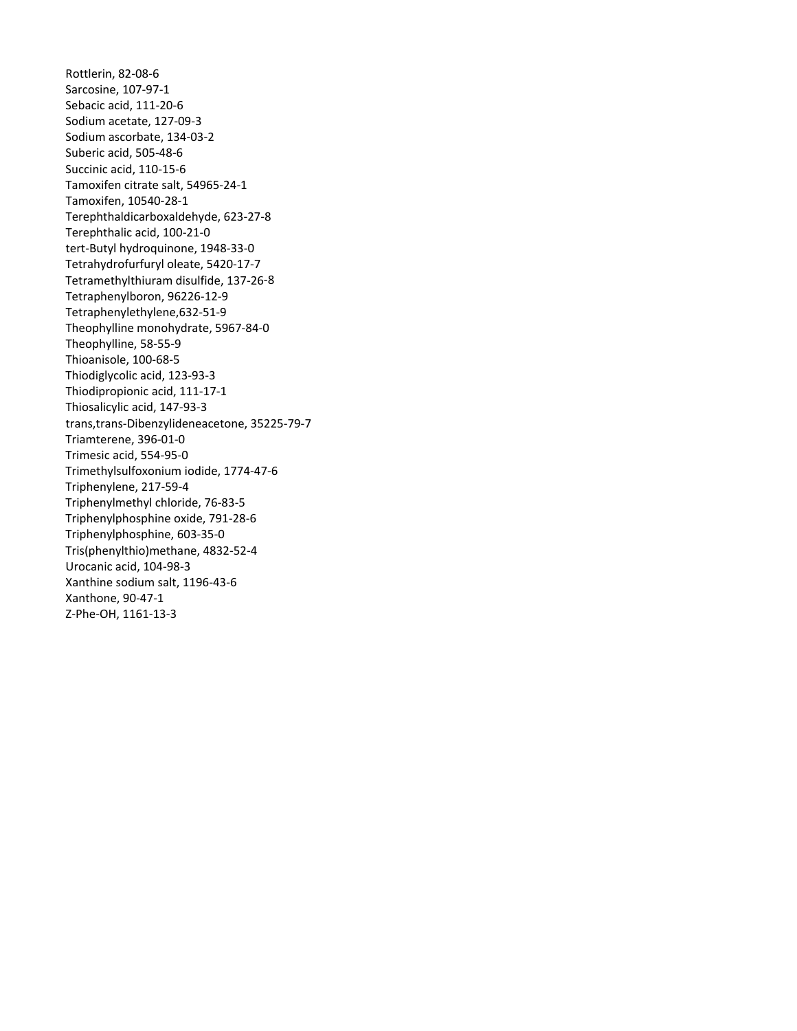Rottlerin, 82-08-6
Sarcosine, 107-97-1
Sebacic acid, 111-20-6
Sodium acetate, 127-09-3
Sodium ascorbate, 134-03-2
Suberic acid, 505-48-6
Succinic acid, 110-15-6
Tamoxifen citrate salt, 54965-24-1
Tamoxifen, 10540-28-1
Terephthaldicarboxaldehyde, 623-27-8
Terephthalic acid, 100-21-0
tert-Butyl hydroquinone, 1948-33-0
Tetrahydrofurfuryl oleate, 5420-17-7
Tetramethylthiuram disulfide, 137-26-8
Tetraphenylboron, 96226-12-9
Tetraphenylethylene,632-51-9
Theophylline monohydrate, 5967-84-0
Theophylline, 58-55-9
Thioanisole, 100-68-5
Thiodiglycolic acid, 123-93-3
Thiodipropionic acid, 111-17-1
Thiosalicylic acid, 147-93-3
trans,trans-Dibenzylideneacetone, 35225-79-7
Triamterene, 396-01-0
Trimesic acid, 554-95-0
Trimethylsulfoxonium iodide, 1774-47-6
Triphenylene, 217-59-4
Triphenylmethyl chloride, 76-83-5
Triphenylphosphine oxide, 791-28-6
Triphenylphosphine, 603-35-0
Tris(phenylthio)methane, 4832-52-4
Urocanic acid, 104-98-3
Xanthine sodium salt, 1196-43-6
Xanthone, 90-47-1
Z-Phe-OH, 1161-13-3